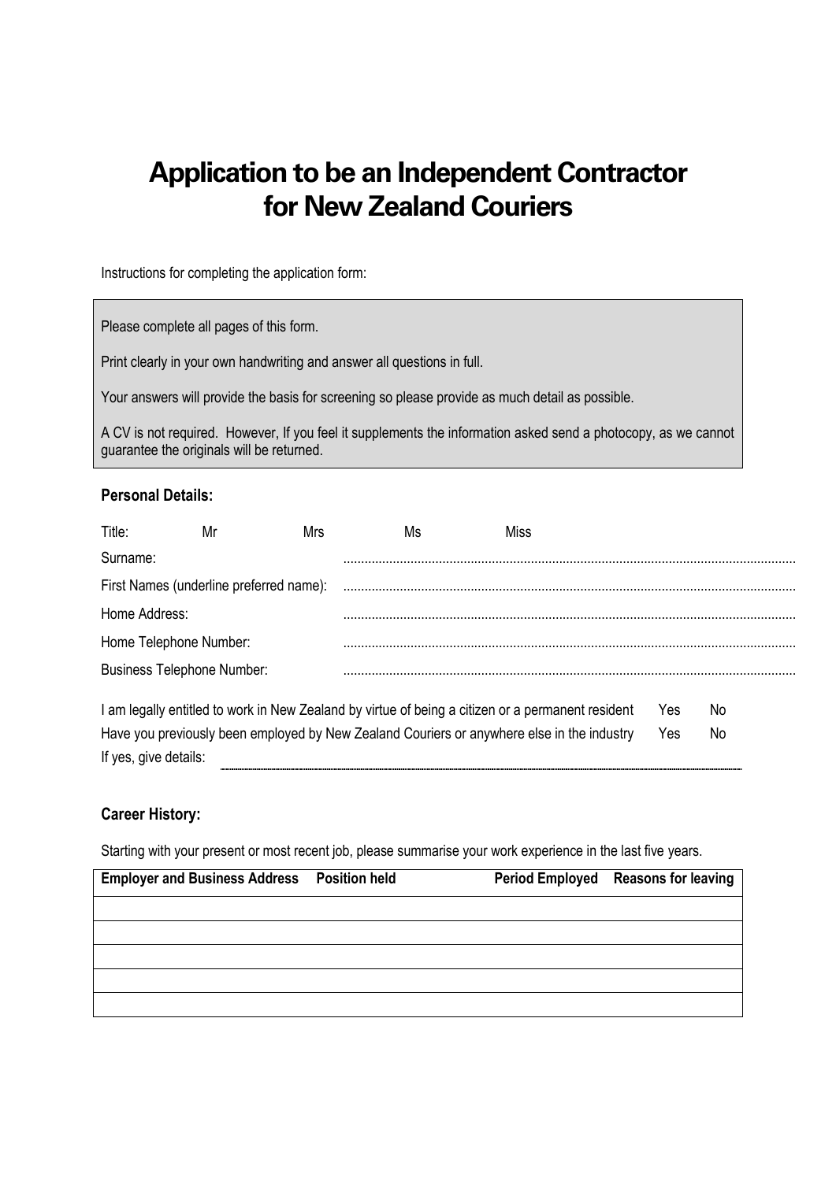# Application to be an Independent Contractor for New Zealand Couriers

Instructions for completing the application form:

> Please complete all pages of this form.
>
> Print clearly in your own handwriting and answer all questions in full.
>
> Your answers will provide the basis for screening so please provide as much detail as possible.
>
> A CV is not required. However, If you feel it supplements the information asked send a photocopy, as we cannot guarantee the originals will be returned.

**Personal Details:**

Title: Mr Mrs Ms Miss

Surname: ........................................................................................................................

First Names (underline preferred name): ........................................................................................................................

Home Address: ........................................................................................................................

Home Telephone Number: ........................................................................................................................

Business Telephone Number: ........................................................................................................................

I am legally entitled to work in New Zealand by virtue of being a citizen or a permanent resident Yes No

Have you previously been employed by New Zealand Couriers or anywhere else in the industry Yes No

If yes, give details: ........................................................................................................................

**Career History:**

Starting with your present or most recent job, please summarise your work experience in the last five years.

| Employer and Business Address | Position held | Period Employed | Reasons for leaving |
|---|---|---|---|
| | | | |
| | | | |
| | | | |
| | | | |
| | | | |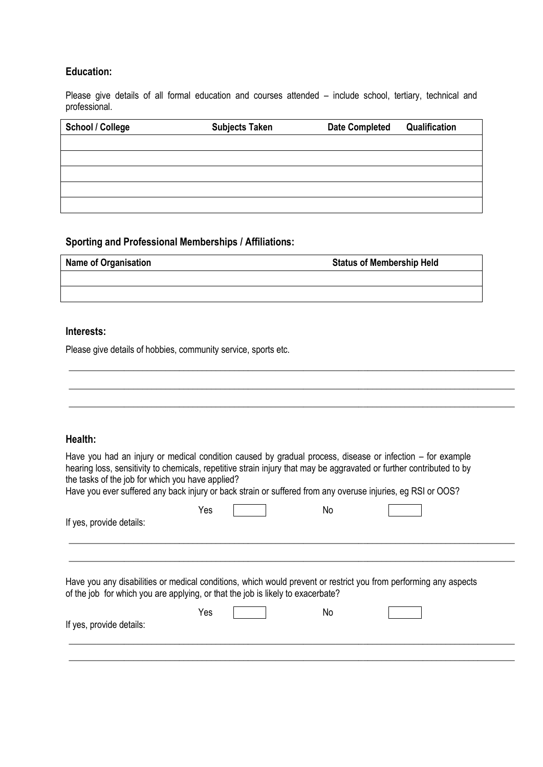## Education:

Please give details of all formal education and courses attended – include school, tertiary, technical and professional.

| School / College | Subjects Taken | Date Completed | Qualification |
| --- | --- | --- | --- |
| | | | |
| | | | |
| | | | |
| | | | |
| | | | |

## Sporting and Professional Memberships / Affiliations:

| Name of Organisation | Status of Membership Held |
| --- | --- |
| | |
| | |

## Interests:

Please give details of hobbies, community service, sports etc.

\_\_\_\_\_\_\_\_\_\_\_\_\_\_\_\_\_\_\_\_\_\_\_\_\_\_\_\_\_\_\_\_\_\_\_\_\_\_\_\_\_\_\_\_\_\_\_\_\_\_\_\_\_\_\_\_\_\_\_\_\_\_\_\_\_\_\_\_\_\_\_\_\_\_\_\_

\_\_\_\_\_\_\_\_\_\_\_\_\_\_\_\_\_\_\_\_\_\_\_\_\_\_\_\_\_\_\_\_\_\_\_\_\_\_\_\_\_\_\_\_\_\_\_\_\_\_\_\_\_\_\_\_\_\_\_\_\_\_\_\_\_\_\_\_\_\_\_\_\_\_\_\_

\_\_\_\_\_\_\_\_\_\_\_\_\_\_\_\_\_\_\_\_\_\_\_\_\_\_\_\_\_\_\_\_\_\_\_\_\_\_\_\_\_\_\_\_\_\_\_\_\_\_\_\_\_\_\_\_\_\_\_\_\_\_\_\_\_\_\_\_\_\_\_\_\_\_\_\_

## Health:

Have you had an injury or medical condition caused by gradual process, disease or infection – for example hearing loss, sensitivity to chemicals, repetitive strain injury that may be aggravated or further contributed to by the tasks of the job for which you have applied?
Have you ever suffered any back injury or back strain or suffered from any overuse injuries, eg RSI or OOS?

Yes ☐ No ☐

If yes, provide details:

\_\_\_\_\_\_\_\_\_\_\_\_\_\_\_\_\_\_\_\_\_\_\_\_\_\_\_\_\_\_\_\_\_\_\_\_\_\_\_\_\_\_\_\_\_\_\_\_\_\_\_\_\_\_\_\_\_\_\_\_\_\_\_\_\_\_\_\_\_\_\_\_\_\_\_\_

\_\_\_\_\_\_\_\_\_\_\_\_\_\_\_\_\_\_\_\_\_\_\_\_\_\_\_\_\_\_\_\_\_\_\_\_\_\_\_\_\_\_\_\_\_\_\_\_\_\_\_\_\_\_\_\_\_\_\_\_\_\_\_\_\_\_\_\_\_\_\_\_\_\_\_\_

Have you any disabilities or medical conditions, which would prevent or restrict you from performing any aspects of the job for which you are applying, or that the job is likely to exacerbate?

Yes ☐ No ☐

If yes, provide details:

\_\_\_\_\_\_\_\_\_\_\_\_\_\_\_\_\_\_\_\_\_\_\_\_\_\_\_\_\_\_\_\_\_\_\_\_\_\_\_\_\_\_\_\_\_\_\_\_\_\_\_\_\_\_\_\_\_\_\_\_\_\_\_\_\_\_\_\_\_\_\_\_\_\_\_\_

\_\_\_\_\_\_\_\_\_\_\_\_\_\_\_\_\_\_\_\_\_\_\_\_\_\_\_\_\_\_\_\_\_\_\_\_\_\_\_\_\_\_\_\_\_\_\_\_\_\_\_\_\_\_\_\_\_\_\_\_\_\_\_\_\_\_\_\_\_\_\_\_\_\_\_\_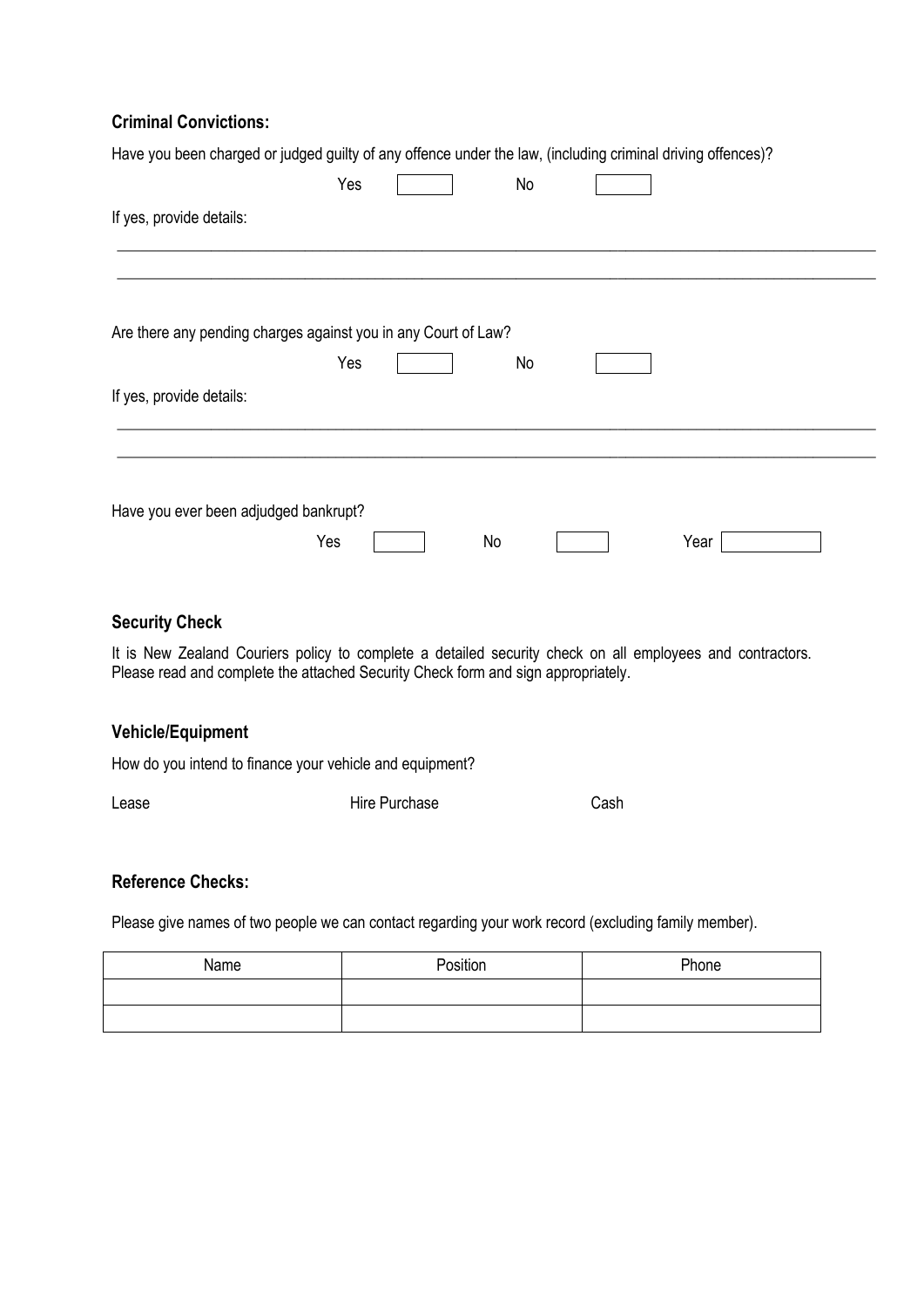### Criminal Convictions:

Have you been charged or judged guilty of any offence under the law, (including criminal driving offences)?

Yes ☐ No ☐

If yes, provide details:

\_\_\_\_\_\_\_\_\_\_\_\_\_\_\_\_\_\_\_\_\_\_\_\_\_\_\_\_\_\_\_\_\_\_\_\_\_\_\_\_\_\_\_\_\_\_\_\_\_\_\_\_\_\_\_\_\_\_\_\_\_\_\_\_\_\_\_\_\_\_\_\_\_\_\_\_

\_\_\_\_\_\_\_\_\_\_\_\_\_\_\_\_\_\_\_\_\_\_\_\_\_\_\_\_\_\_\_\_\_\_\_\_\_\_\_\_\_\_\_\_\_\_\_\_\_\_\_\_\_\_\_\_\_\_\_\_\_\_\_\_\_\_\_\_\_\_\_\_\_\_\_\_

Are there any pending charges against you in any Court of Law?

Yes ☐ No ☐

If yes, provide details:

\_\_\_\_\_\_\_\_\_\_\_\_\_\_\_\_\_\_\_\_\_\_\_\_\_\_\_\_\_\_\_\_\_\_\_\_\_\_\_\_\_\_\_\_\_\_\_\_\_\_\_\_\_\_\_\_\_\_\_\_\_\_\_\_\_\_\_\_\_\_\_\_\_\_\_\_

\_\_\_\_\_\_\_\_\_\_\_\_\_\_\_\_\_\_\_\_\_\_\_\_\_\_\_\_\_\_\_\_\_\_\_\_\_\_\_\_\_\_\_\_\_\_\_\_\_\_\_\_\_\_\_\_\_\_\_\_\_\_\_\_\_\_\_\_\_\_\_\_\_\_\_\_

Have you ever been adjudged bankrupt?

Yes ☐ No ☐ Year ☐

### Security Check

It is New Zealand Couriers policy to complete a detailed security check on all employees and contractors. Please read and complete the attached Security Check form and sign appropriately.

### Vehicle/Equipment

How do you intend to finance your vehicle and equipment?

Lease Hire Purchase Cash

### Reference Checks:

Please give names of two people we can contact regarding your work record (excluding family member).

| Name | Position | Phone |
| --- | --- | --- |
| | | |
| | | |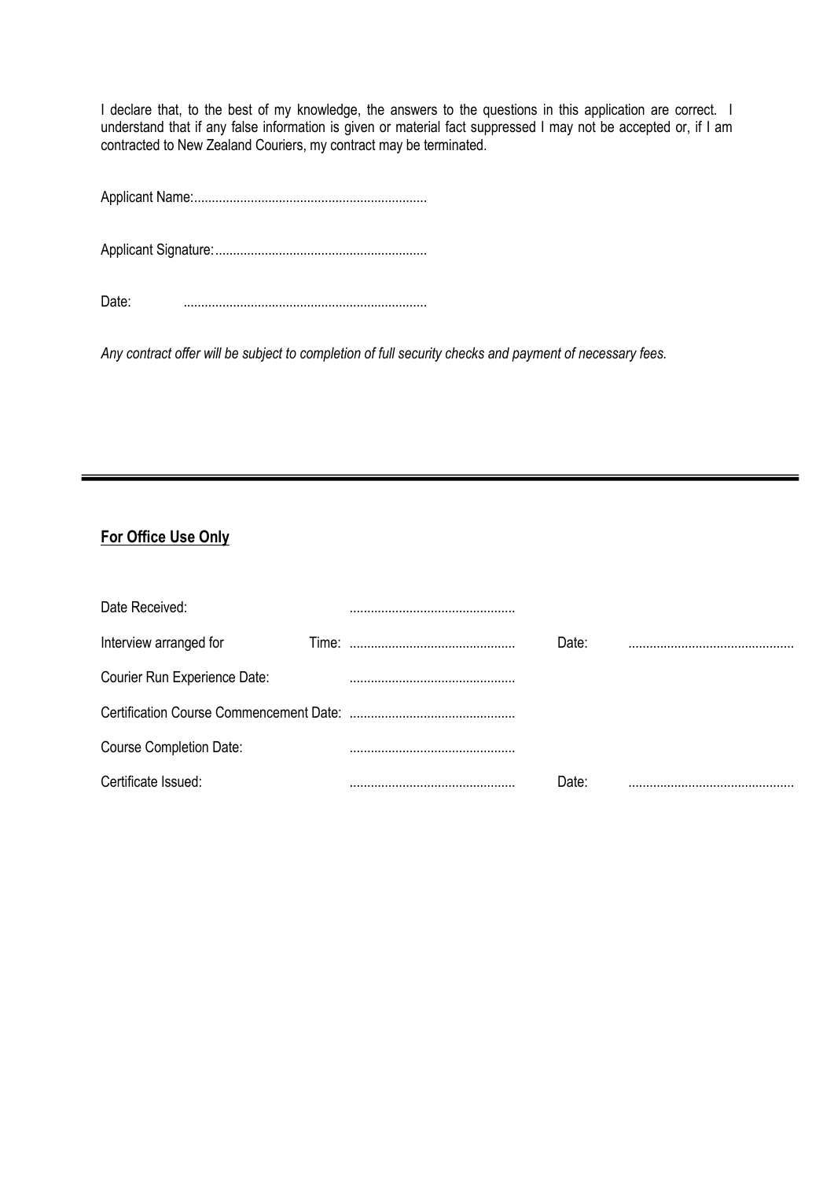I declare that, to the best of my knowledge, the answers to the questions in this application are correct. I understand that if any false information is given or material fact suppressed I may not be accepted or, if I am contracted to New Zealand Couriers, my contract may be terminated.

Applicant Name:..................................................................

Applicant Signature:............................................................

Date: .....................................................................

*Any contract offer will be subject to completion of full security checks and payment of necessary fees.*

---

**For Office Use Only**

Date Received: ...............................................

Interview arranged for Time: ............................................... Date: ...............................................

Courier Run Experience Date: ...............................................

Certification Course Commencement Date: ...............................................

Course Completion Date: ...............................................

Certificate Issued: ............................................... Date: ...............................................